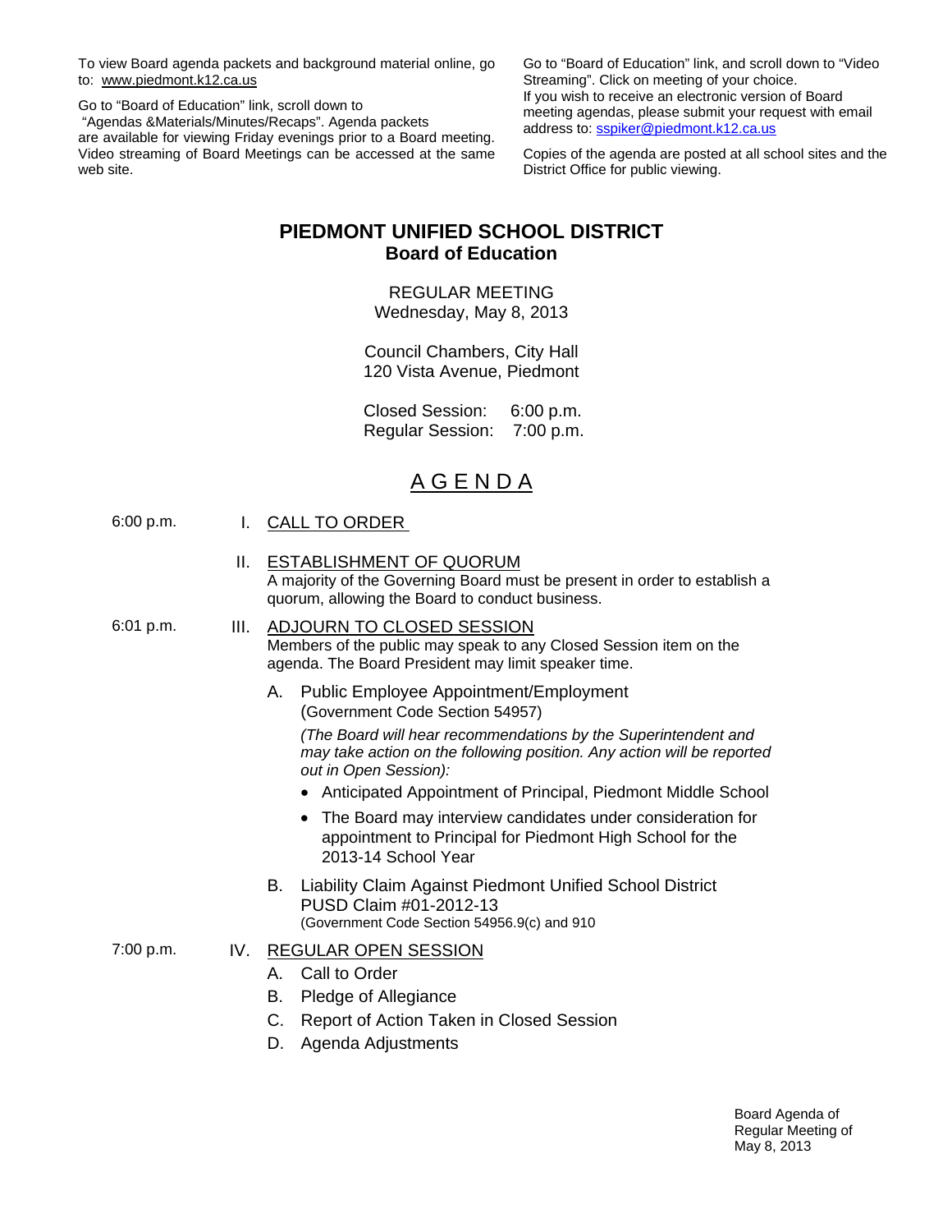To view Board agenda packets and background material online, go to: www.piedmont.k12.ca.us

Go to "Board of Education" link, scroll down to "Agendas &Materials/Minutes/Recaps". Agenda packets are available for viewing Friday evenings prior to a Board meeting. Video streaming of Board Meetings can be accessed at the same web site.

Go to "Board of Education" link, and scroll down to "Video Streaming". Click on meeting of your choice. If you wish to receive an electronic version of Board meeting agendas, please submit your request with email address to: sspiker@piedmont.k12.ca.us

Copies of the agenda are posted at all school sites and the District Office for public viewing.

# PIEDMONT UNIFIED SCHOOL DISTRICT
## Board of Education

REGULAR MEETING
Wednesday, May 8, 2013

Council Chambers, City Hall
120 Vista Avenue, Piedmont

Closed Session: 6:00 p.m.
Regular Session: 7:00 p.m.

# A G E N D A

6:00 p.m. **I. CALL TO ORDER**

**II. ESTABLISHMENT OF QUORUM**
A majority of the Governing Board must be present in order to establish a quorum, allowing the Board to conduct business.

6:01 p.m. **III. ADJOURN TO CLOSED SESSION**
Members of the public may speak to any Closed Session item on the agenda. The Board President may limit speaker time.

A. Public Employee Appointment/Employment
(Government Code Section 54957)

*(The Board will hear recommendations by the Superintendent and may take action on the following position. Any action will be reported out in Open Session):*

- Anticipated Appointment of Principal, Piedmont Middle School
- The Board may interview candidates under consideration for appointment to Principal for Piedmont High School for the 2013-14 School Year

B. Liability Claim Against Piedmont Unified School District
PUSD Claim #01-2012-13
(Government Code Section 54956.9(c) and 910

7:00 p.m. **IV. REGULAR OPEN SESSION**

A. Call to Order
B. Pledge of Allegiance
C. Report of Action Taken in Closed Session
D. Agenda Adjustments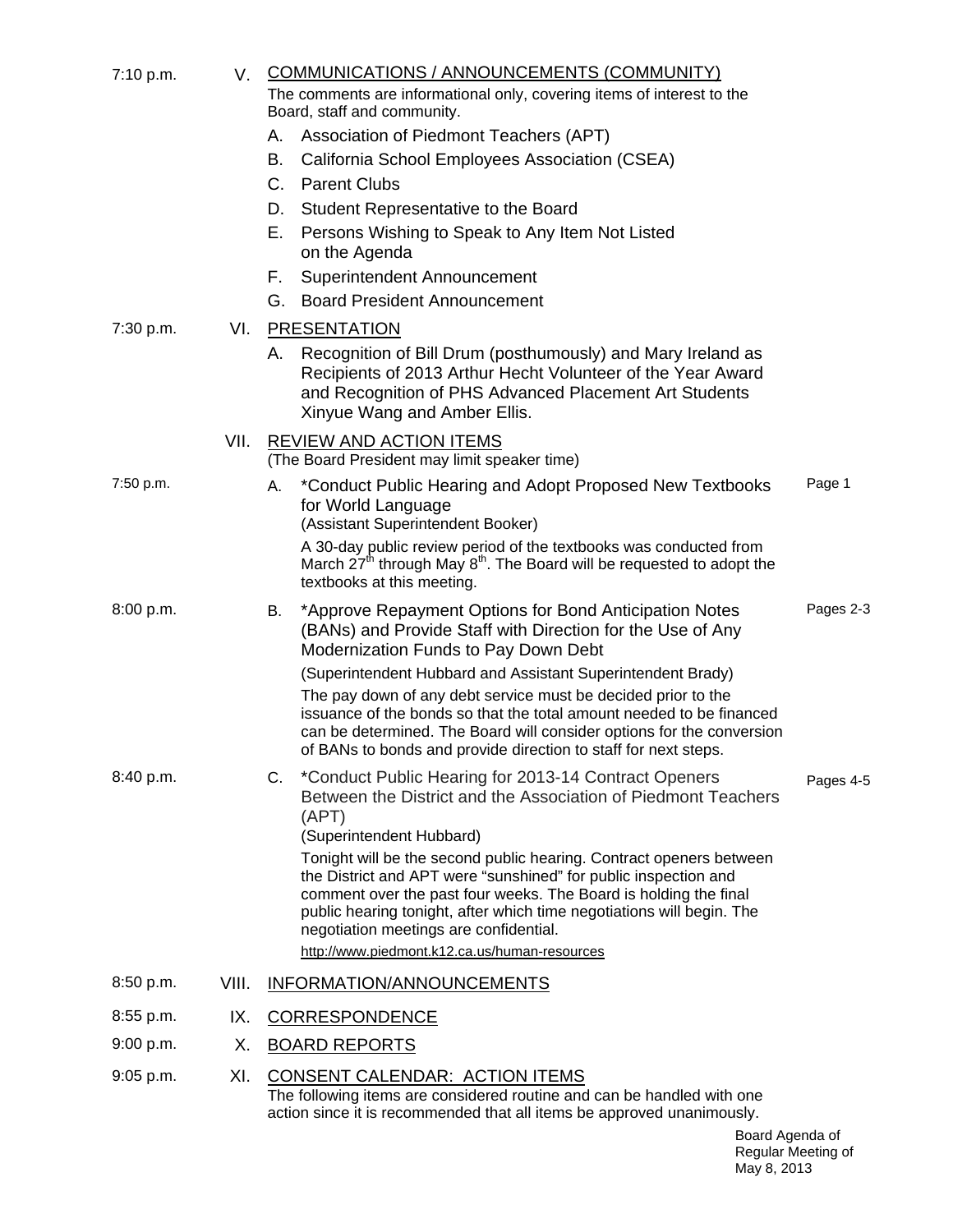7:10 p.m. **V. COMMUNICATIONS / ANNOUNCEMENTS (COMMUNITY)**

The comments are informational only, covering items of interest to the Board, staff and community.

A. Association of Piedmont Teachers (APT)
B. California School Employees Association (CSEA)
C. Parent Clubs
D. Student Representative to the Board
E. Persons Wishing to Speak to Any Item Not Listed on the Agenda
F. Superintendent Announcement
G. Board President Announcement

7:30 p.m. **VI. PRESENTATION**

A. Recognition of Bill Drum (posthumously) and Mary Ireland as Recipients of 2013 Arthur Hecht Volunteer of the Year Award and Recognition of PHS Advanced Placement Art Students Xinyue Wang and Amber Ellis.

**VII. REVIEW AND ACTION ITEMS**

(The Board President may limit speaker time)

7:50 p.m. A. *Conduct Public Hearing and Adopt Proposed New Textbooks for World Language — Page 1
(Assistant Superintendent Booker)

A 30-day public review period of the textbooks was conducted from March 27th through May 8th. The Board will be requested to adopt the textbooks at this meeting.

8:00 p.m. B. *Approve Repayment Options for Bond Anticipation Notes (BANs) and Provide Staff with Direction for the Use of Any Modernization Funds to Pay Down Debt — Pages 2-3

(Superintendent Hubbard and Assistant Superintendent Brady)

The pay down of any debt service must be decided prior to the issuance of the bonds so that the total amount needed to be financed can be determined. The Board will consider options for the conversion of BANs to bonds and provide direction to staff for next steps.

8:40 p.m. C. *Conduct Public Hearing for 2013-14 Contract Openers Between the District and the Association of Piedmont Teachers (APT) — Pages 4-5
(Superintendent Hubbard)

Tonight will be the second public hearing. Contract openers between the District and APT were "sunshined" for public inspection and comment over the past four weeks. The Board is holding the final public hearing tonight, after which time negotiations will begin. The negotiation meetings are confidential.

http://www.piedmont.k12.ca.us/human-resources

8:50 p.m. **VIII. INFORMATION/ANNOUNCEMENTS**

8:55 p.m. **IX. CORRESPONDENCE**

9:00 p.m. **X. BOARD REPORTS**

9:05 p.m. **XI. CONSENT CALENDAR: ACTION ITEMS**

The following items are considered routine and can be handled with one action since it is recommended that all items be approved unanimously.

Board Agenda of
Regular Meeting of
May 8, 2013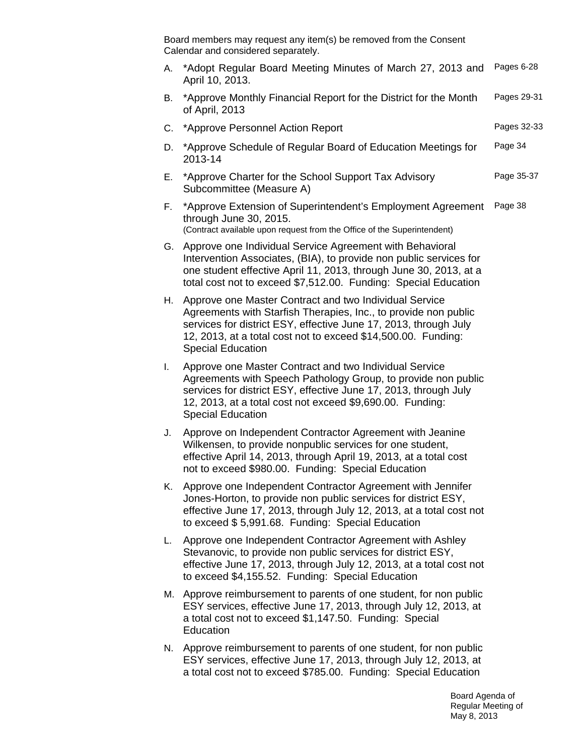Board members may request any item(s) be removed from the Consent Calendar and considered separately.

A. *Adopt Regular Board Meeting Minutes of March 27, 2013 and April 10, 2013. — Pages 6-28

B. *Approve Monthly Financial Report for the District for the Month of April, 2013 — Pages 29-31

C. *Approve Personnel Action Report — Pages 32-33

D. *Approve Schedule of Regular Board of Education Meetings for 2013-14 — Page 34

E. *Approve Charter for the School Support Tax Advisory Subcommittee (Measure A) — Page 35-37

F. *Approve Extension of Superintendent's Employment Agreement through June 30, 2015. — Page 38
(Contract available upon request from the Office of the Superintendent)

G. Approve one Individual Service Agreement with Behavioral Intervention Associates, (BIA), to provide non public services for one student effective April 11, 2013, through June 30, 2013, at a total cost not to exceed $7,512.00. Funding: Special Education

H. Approve one Master Contract and two Individual Service Agreements with Starfish Therapies, Inc., to provide non public services for district ESY, effective June 17, 2013, through July 12, 2013, at a total cost not to exceed $14,500.00. Funding: Special Education

I. Approve one Master Contract and two Individual Service Agreements with Speech Pathology Group, to provide non public services for district ESY, effective June 17, 2013, through July 12, 2013, at a total cost not exceed $9,690.00. Funding: Special Education

J. Approve on Independent Contractor Agreement with Jeanine Wilkensen, to provide nonpublic services for one student, effective April 14, 2013, through April 19, 2013, at a total cost not to exceed $980.00. Funding: Special Education

K. Approve one Independent Contractor Agreement with Jennifer Jones-Horton, to provide non public services for district ESY, effective June 17, 2013, through July 12, 2013, at a total cost not to exceed $ 5,991.68. Funding: Special Education

L. Approve one Independent Contractor Agreement with Ashley Stevanovic, to provide non public services for district ESY, effective June 17, 2013, through July 12, 2013, at a total cost not to exceed $4,155.52. Funding: Special Education

M. Approve reimbursement to parents of one student, for non public ESY services, effective June 17, 2013, through July 12, 2013, at a total cost not to exceed $1,147.50. Funding: Special Education

N. Approve reimbursement to parents of one student, for non public ESY services, effective June 17, 2013, through July 12, 2013, at a total cost not to exceed $785.00. Funding: Special Education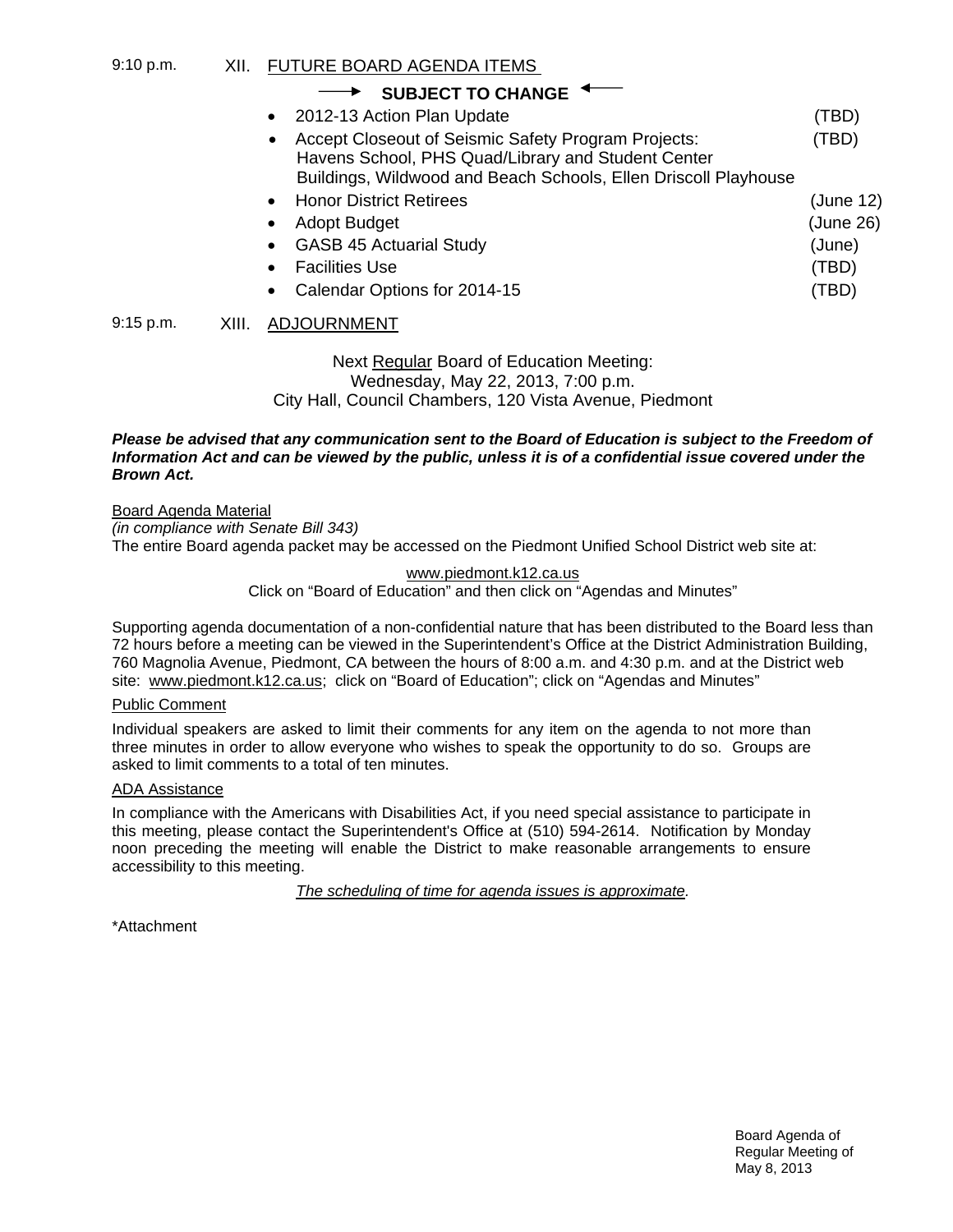9:10 p.m. XII. FUTURE BOARD AGENDA ITEMS

→ **SUBJECT TO CHANGE** ←

- 2012-13 Action Plan Update (TBD)
- Accept Closeout of Seismic Safety Program Projects: Havens School, PHS Quad/Library and Student Center Buildings, Wildwood and Beach Schools, Ellen Driscoll Playhouse (TBD)
- Honor District Retirees (June 12)
- Adopt Budget (June 26)
- GASB 45 Actuarial Study (June)
- Facilities Use (TBD)
- Calendar Options for 2014-15 (TBD)

9:15 p.m. XIII. ADJOURNMENT

Next Regular Board of Education Meeting:
Wednesday, May 22, 2013, 7:00 p.m.
City Hall, Council Chambers, 120 Vista Avenue, Piedmont

***Please be advised that any communication sent to the Board of Education is subject to the Freedom of Information Act and can be viewed by the public, unless it is of a confidential issue covered under the Brown Act.***

Board Agenda Material
*(in compliance with Senate Bill 343)*
The entire Board agenda packet may be accessed on the Piedmont Unified School District web site at:

www.piedmont.k12.ca.us
Click on "Board of Education" and then click on "Agendas and Minutes"

Supporting agenda documentation of a non-confidential nature that has been distributed to the Board less than 72 hours before a meeting can be viewed in the Superintendent's Office at the District Administration Building, 760 Magnolia Avenue, Piedmont, CA between the hours of 8:00 a.m. and 4:30 p.m. and at the District web site: www.piedmont.k12.ca.us; click on "Board of Education"; click on "Agendas and Minutes"

Public Comment

Individual speakers are asked to limit their comments for any item on the agenda to not more than three minutes in order to allow everyone who wishes to speak the opportunity to do so. Groups are asked to limit comments to a total of ten minutes.

ADA Assistance

In compliance with the Americans with Disabilities Act, if you need special assistance to participate in this meeting, please contact the Superintendent's Office at (510) 594-2614. Notification by Monday noon preceding the meeting will enable the District to make reasonable arrangements to ensure accessibility to this meeting.

*The scheduling of time for agenda issues is approximate.*

*Attachment